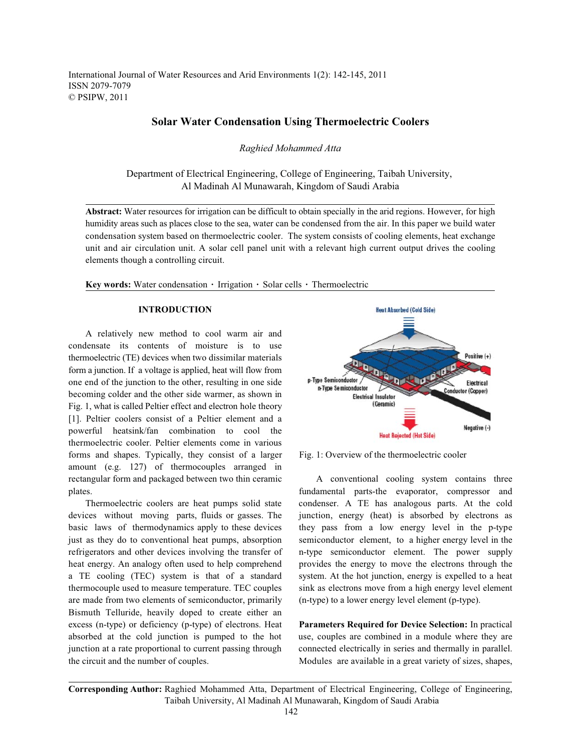International Journal of Water Resources and Arid Environments 1(2): 142-145, 2011
ISSN 2079-7079
© PSIPW, 2011

# Solar Water Condensation Using Thermoelectric Coolers

*Raghied Mohammed Atta*

Department of Electrical Engineering, College of Engineering, Taibah University, Al Madinah Al Munawarah, Kingdom of Saudi Arabia

**Abstract:** Water resources for irrigation can be difficult to obtain specially in the arid regions. However, for high humidity areas such as places close to the sea, water can be condensed from the air. In this paper we build water condensation system based on thermoelectric cooler. The system consists of cooling elements, heat exchange unit and air circulation unit. A solar cell panel unit with a relevant high current output drives the cooling elements though a controlling circuit.

**Key words:** Water condensation · Irrigation · Solar cells · Thermoelectric

## INTRODUCTION

A relatively new method to cool warm air and condensate its contents of moisture is to use thermoelectric (TE) devices when two dissimilar materials form a junction. If a voltage is applied, heat will flow from one end of the junction to the other, resulting in one side becoming colder and the other side warmer, as shown in Fig. 1, what is called Peltier effect and electron hole theory [1]. Peltier coolers consist of a Peltier element and a powerful heatsink/fan combination to cool the thermoelectric cooler. Peltier elements come in various forms and shapes. Typically, they consist of a larger amount (e.g. 127) of thermocouples arranged in rectangular form and packaged between two thin ceramic plates.

Thermoelectric coolers are heat pumps solid state devices without moving parts, fluids or gasses. The basic laws of thermodynamics apply to these devices just as they do to conventional heat pumps, absorption refrigerators and other devices involving the transfer of heat energy. An analogy often used to help comprehend a TE cooling (TEC) system is that of a standard thermocouple used to measure temperature. TEC couples are made from two elements of semiconductor, primarily Bismuth Telluride, heavily doped to create either an excess (n-type) or deficiency (p-type) of electrons. Heat absorbed at the cold junction is pumped to the hot junction at a rate proportional to current passing through the circuit and the number of couples.

Fig. 1: Overview of the thermoelectric cooler

A conventional cooling system contains three fundamental parts-the evaporator, compressor and condenser. A TE has analogous parts. At the cold junction, energy (heat) is absorbed by electrons as they pass from a low energy level in the p-type semiconductor element, to a higher energy level in the n-type semiconductor element. The power supply provides the energy to move the electrons through the system. At the hot junction, energy is expelled to a heat sink as electrons move from a high energy level element (n-type) to a lower energy level element (p-type).

**Parameters Required for Device Selection:** In practical use, couples are combined in a module where they are connected electrically in series and thermally in parallel. Modules are available in a great variety of sizes, shapes,

**Corresponding Author:** Raghied Mohammed Atta, Department of Electrical Engineering, College of Engineering, Taibah University, Al Madinah Al Munawarah, Kingdom of Saudi Arabia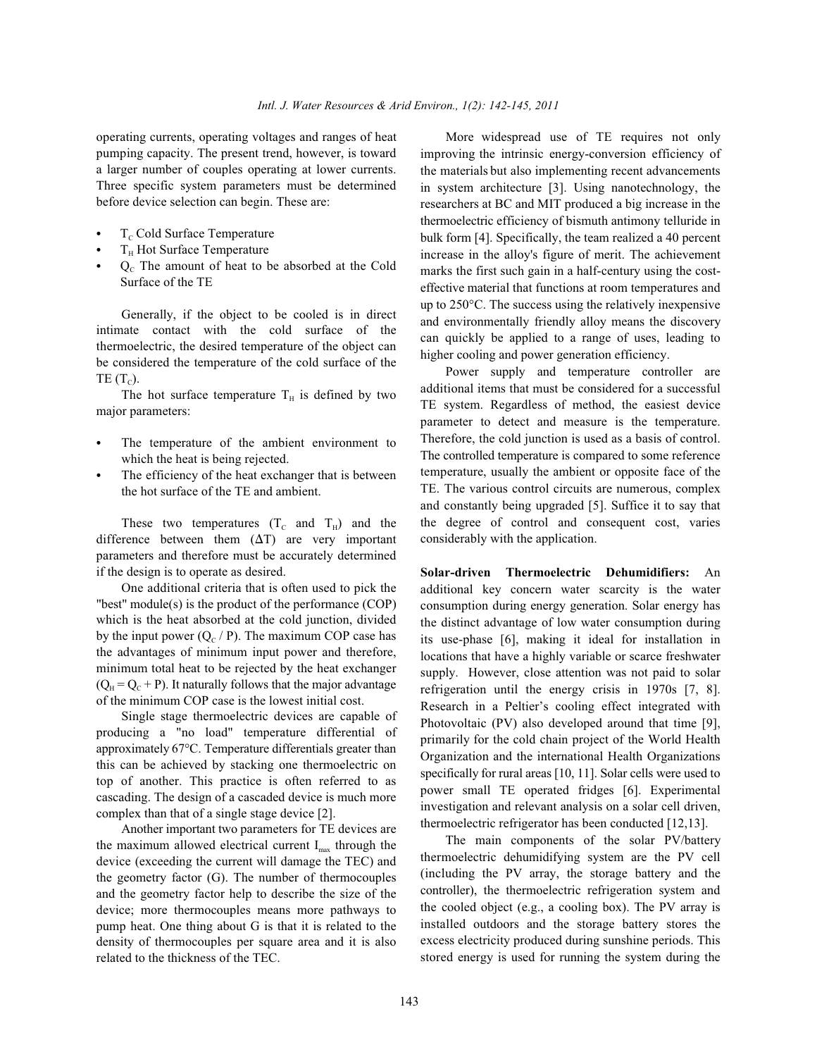operating currents, operating voltages and ranges of heat pumping capacity. The present trend, however, is toward a larger number of couples operating at lower currents. Three specific system parameters must be determined before device selection can begin. These are:

- $T_C$ Cold Surface Temperature
- $T_H$ Hot Surface Temperature
- $Q_C$ The amount of heat to be absorbed at the Cold Surface of the TE

Generally, if the object to be cooled is in direct intimate contact with the cold surface of the thermoelectric, the desired temperature of the object can be considered the temperature of the cold surface of the TE ($T_C$).

The hot surface temperature $T_H$ is defined by two major parameters:

- The temperature of the ambient environment to which the heat is being rejected.
- The efficiency of the heat exchanger that is between the hot surface of the TE and ambient.

These two temperatures ($T_C$ and $T_H$) and the difference between them ($\Delta T$) are very important parameters and therefore must be accurately determined if the design is to operate as desired.

One additional criteria that is often used to pick the "best" module(s) is the product of the performance (COP) which is the heat absorbed at the cold junction, divided by the input power ($Q_C$ / P). The maximum COP case has the advantages of minimum input power and therefore, minimum total heat to be rejected by the heat exchanger ($Q_H = Q_C + P$). It naturally follows that the major advantage of the minimum COP case is the lowest initial cost.

Single stage thermoelectric devices are capable of producing a "no load" temperature differential of approximately 67°C. Temperature differentials greater than this can be achieved by stacking one thermoelectric on top of another. This practice is often referred to as cascading. The design of a cascaded device is much more complex than that of a single stage device [2].

Another important two parameters for TE devices are the maximum allowed electrical current $I_{max}$ through the device (exceeding the current will damage the TEC) and the geometry factor (G). The number of thermocouples and the geometry factor help to describe the size of the device; more thermocouples means more pathways to pump heat. One thing about G is that it is related to the density of thermocouples per square area and it is also related to the thickness of the TEC.

More widespread use of TE requires not only improving the intrinsic energy-conversion efficiency of the materials but also implementing recent advancements in system architecture [3]. Using nanotechnology, the researchers at BC and MIT produced a big increase in the thermoelectric efficiency of bismuth antimony telluride in bulk form [4]. Specifically, the team realized a 40 percent increase in the alloy's figure of merit. The achievement marks the first such gain in a half-century using the cost-effective material that functions at room temperatures and up to 250°C. The success using the relatively inexpensive and environmentally friendly alloy means the discovery can quickly be applied to a range of uses, leading to higher cooling and power generation efficiency.

Power supply and temperature controller are additional items that must be considered for a successful TE system. Regardless of method, the easiest device parameter to detect and measure is the temperature. Therefore, the cold junction is used as a basis of control. The controlled temperature is compared to some reference temperature, usually the ambient or opposite face of the TE. The various control circuits are numerous, complex and constantly being upgraded [5]. Suffice it to say that the degree of control and consequent cost, varies considerably with the application.

**Solar-driven Thermoelectric Dehumidifiers:** An additional key concern water scarcity is the water consumption during energy generation. Solar energy has the distinct advantage of low water consumption during its use-phase [6], making it ideal for installation in locations that have a highly variable or scarce freshwater supply. However, close attention was not paid to solar refrigeration until the energy crisis in 1970s [7, 8]. Research in a Peltier's cooling effect integrated with Photovoltaic (PV) also developed around that time [9], primarily for the cold chain project of the World Health Organization and the international Health Organizations specifically for rural areas [10, 11]. Solar cells were used to power small TE operated fridges [6]. Experimental investigation and relevant analysis on a solar cell driven, thermoelectric refrigerator has been conducted [12,13].

The main components of the solar PV/battery thermoelectric dehumidifying system are the PV cell (including the PV array, the storage battery and the controller), the thermoelectric refrigeration system and the cooled object (e.g., a cooling box). The PV array is installed outdoors and the storage battery stores the excess electricity produced during sunshine periods. This stored energy is used for running the system during the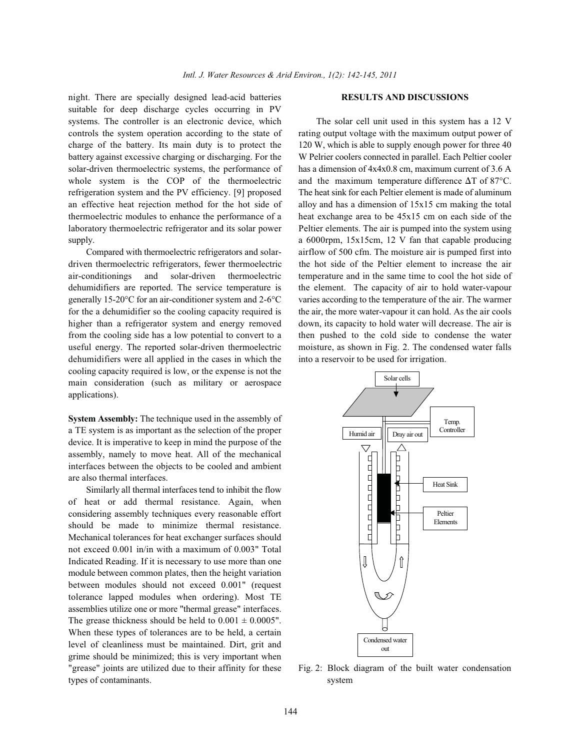night. There are specially designed lead-acid batteries suitable for deep discharge cycles occurring in PV systems. The controller is an electronic device, which controls the system operation according to the state of charge of the battery. Its main duty is to protect the battery against excessive charging or discharging. For the solar-driven thermoelectric systems, the performance of whole system is the COP of the thermoelectric refrigeration system and the PV efficiency. [9] proposed an effective heat rejection method for the hot side of thermoelectric modules to enhance the performance of a laboratory thermoelectric refrigerator and its solar power supply.

Compared with thermoelectric refrigerators and solar-driven thermoelectric refrigerators, fewer thermoelectric air-conditionings and solar-driven thermoelectric dehumidifiers are reported. The service temperature is generally 15-20°C for an air-conditioner system and 2-6°C for the a dehumidifier so the cooling capacity required is higher than a refrigerator system and energy removed from the cooling side has a low potential to convert to a useful energy. The reported solar-driven thermoelectric dehumidifiers were all applied in the cases in which the cooling capacity required is low, or the expense is not the main consideration (such as military or aerospace applications).

**System Assembly:** The technique used in the assembly of a TE system is as important as the selection of the proper device. It is imperative to keep in mind the purpose of the assembly, namely to move heat. All of the mechanical interfaces between the objects to be cooled and ambient are also thermal interfaces.

Similarly all thermal interfaces tend to inhibit the flow of heat or add thermal resistance. Again, when considering assembly techniques every reasonable effort should be made to minimize thermal resistance. Mechanical tolerances for heat exchanger surfaces should not exceed 0.001 in/in with a maximum of 0.003" Total Indicated Reading. If it is necessary to use more than one module between common plates, then the height variation between modules should not exceed 0.001" (request tolerance lapped modules when ordering). Most TE assemblies utilize one or more "thermal grease" interfaces. The grease thickness should be held to $0.001 \pm 0.0005$". When these types of tolerances are to be held, a certain level of cleanliness must be maintained. Dirt, grit and grime should be minimized; this is very important when "grease" joints are utilized due to their affinity for these types of contaminants.

## RESULTS AND DISCUSSIONS

The solar cell unit used in this system has a 12 V rating output voltage with the maximum output power of 120 W, which is able to supply enough power for three 40 W Pelrier coolers connected in parallel. Each Peltier cooler has a dimension of 4x4x0.8 cm, maximum current of 3.6 A and the maximum temperature difference $\Delta T$ of 87°C. The heat sink for each Peltier element is made of aluminum alloy and has a dimension of 15x15 cm making the total heat exchange area to be 45x15 cm on each side of the Peltier elements. The air is pumped into the system using a 6000rpm, 15x15cm, 12 V fan that capable producing airflow of 500 cfm. The moisture air is pumped first into the hot side of the Peltier element to increase the air temperature and in the same time to cool the hot side of the element. The capacity of air to hold water-vapour varies according to the temperature of the air. The warmer the air, the more water-vapour it can hold. As the air cools down, its capacity to hold water will decrease. The air is then pushed to the cold side to condense the water moisture, as shown in Fig. 2. The condensed water falls into a reservoir to be used for irrigation.

Solar cells

Temp. Controller

Humid air

Dray air out

Heat Sink

Peltier Elements

Condensed water out

Fig. 2: Block diagram of the built water condensation system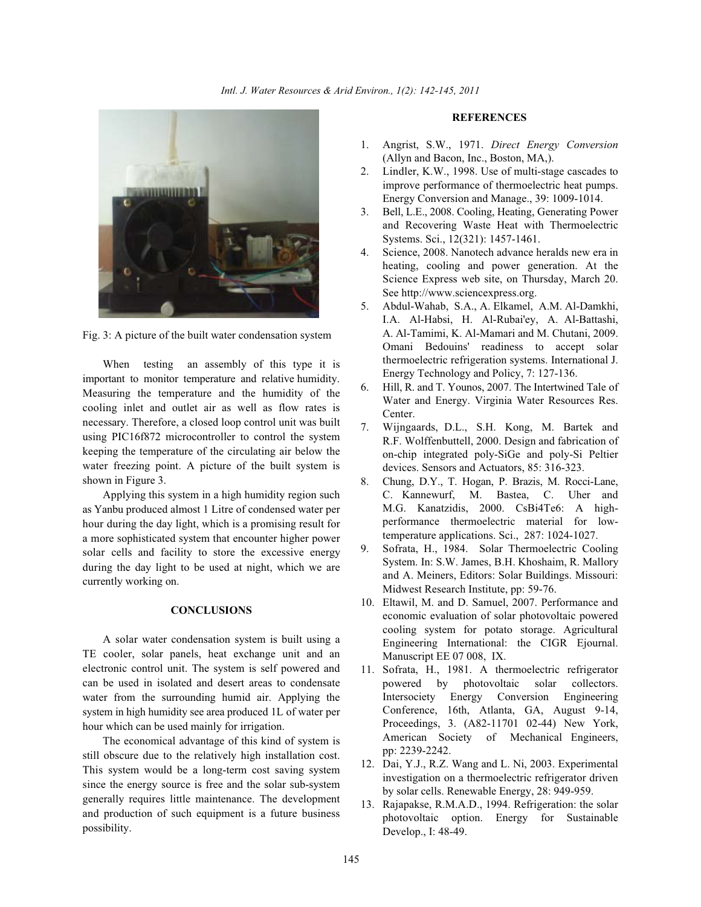Fig. 3: A picture of the built water condensation system

When testing an assembly of this type it is important to monitor temperature and relative humidity. Measuring the temperature and the humidity of the cooling inlet and outlet air as well as flow rates is necessary. Therefore, a closed loop control unit was built using PIC16f872 microcontroller to control the system keeping the temperature of the circulating air below the water freezing point. A picture of the built system is shown in Figure 3.

Applying this system in a high humidity region such as Yanbu produced almost 1 Litre of condensed water per hour during the day light, which is a promising result for a more sophisticated system that encounter higher power solar cells and facility to store the excessive energy during the day light to be used at night, which we are currently working on.

## CONCLUSIONS

A solar water condensation system is built using a TE cooler, solar panels, heat exchange unit and an electronic control unit. The system is self powered and can be used in isolated and desert areas to condensate water from the surrounding humid air. Applying the system in high humidity see area produced 1L of water per hour which can be used mainly for irrigation.

The economical advantage of this kind of system is still obscure due to the relatively high installation cost. This system would be a long-term cost saving system since the energy source is free and the solar sub-system generally requires little maintenance. The development and production of such equipment is a future business possibility.

## REFERENCES

1. Angrist, S.W., 1971. *Direct Energy Conversion* (Allyn and Bacon, Inc., Boston, MA,).
2. Lindler, K.W., 1998. Use of multi-stage cascades to improve performance of thermoelectric heat pumps. Energy Conversion and Manage., 39: 1009-1014.
3. Bell, L.E., 2008. Cooling, Heating, Generating Power and Recovering Waste Heat with Thermoelectric Systems. Sci., 12(321): 1457-1461.
4. Science, 2008. Nanotech advance heralds new era in heating, cooling and power generation. At the Science Express web site, on Thursday, March 20. See http://www.sciencexpress.org.
5. Abdul-Wahab, S.A., A. Elkamel, A.M. Al-Damkhi, I.A. Al-Habsi, H. Al-Rubai'ey, A. Al-Battashi, A. Al-Tamimi, K. Al-Mamari and M. Chutani, 2009. Omani Bedouins' readiness to accept solar thermoelectric refrigeration systems. International J. Energy Technology and Policy, 7: 127-136.
6. Hill, R. and T. Younos, 2007. The Intertwined Tale of Water and Energy. Virginia Water Resources Res. Center.
7. Wijngaards, D.L., S.H. Kong, M. Bartek and R.F. Wolffenbuttell, 2000. Design and fabrication of on-chip integrated poly-SiGe and poly-Si Peltier devices. Sensors and Actuators, 85: 316-323.
8. Chung, D.Y., T. Hogan, P. Brazis, M. Rocci-Lane, C. Kannewurf, M. Bastea, C. Uher and M.G. Kanatzidis, 2000. $CsBi_4Te_6$: A high-performance thermoelectric material for low-temperature applications. Sci., 287: 1024-1027.
9. Sofrata, H., 1984. Solar Thermoelectric Cooling System. In: S.W. James, B.H. Khoshaim, R. Mallory and A. Meiners, Editors: Solar Buildings. Missouri: Midwest Research Institute, pp: 59-76.
10. Eltawil, M. and D. Samuel, 2007. Performance and economic evaluation of solar photovoltaic powered cooling system for potato storage. Agricultural Engineering International: the CIGR Ejournal. Manuscript EE 07 008, IX.
11. Sofrata, H., 1981. A thermoelectric refrigerator powered by photovoltaic solar collectors. Intersociety Energy Conversion Engineering Conference, 16th, Atlanta, GA, August 9-14, Proceedings, 3. (A82-11701 02-44) New York, American Society of Mechanical Engineers, pp: 2239-2242.
12. Dai, Y.J., R.Z. Wang and L. Ni, 2003. Experimental investigation on a thermoelectric refrigerator driven by solar cells. Renewable Energy, 28: 949-959.
13. Rajapakse, R.M.A.D., 1994. Refrigeration: the solar photovoltaic option. Energy for Sustainable Develop., I: 48-49.